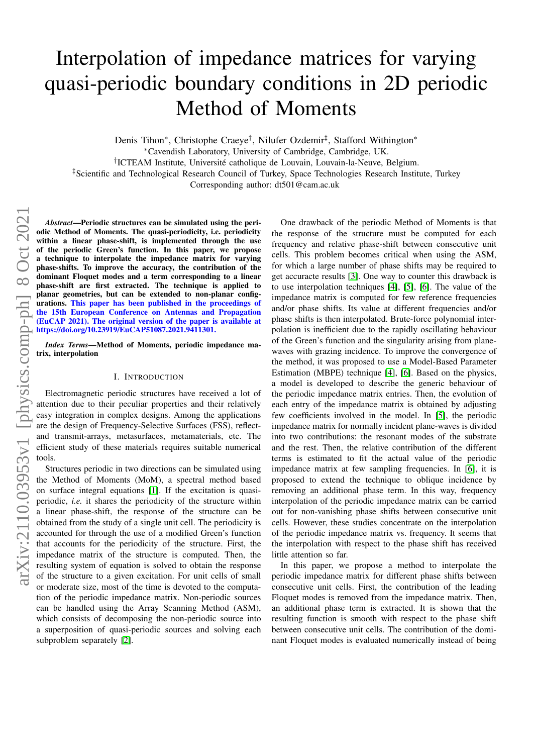# Interpolation of impedance matrices for varying quasi-periodic boundary conditions in 2D periodic Method of Moments

Denis Tihon*, Christophe Craeye†, Nilufer Ozdemir‡, Stafford Withington*

*Cavendish Laboratory, University of Cambridge, Cambridge, UK.

†ICTEAM Institute, Université catholique de Louvain, Louvain-la-Neuve, Belgium.

‡Scientific and Technological Research Council of Turkey, Space Technologies Research Institute, Turkey

Corresponding author: dt501@cam.ac.uk

***Abstract*—Periodic structures can be simulated using the periodic Method of Moments. The quasi-periodicity, i.e. periodicity within a linear phase-shift, is implemented through the use of the periodic Green's function. In this paper, we propose a technique to interpolate the impedance matrix for varying phase-shifts. To improve the accuracy, the contribution of the dominant Floquet modes and a term corresponding to a linear phase-shift are first extracted. The technique is applied to planar geometries, but can be extended to non-planar configurations. This paper has been published in the proceedings of the 15th European Conference on Antennas and Propagation (EuCAP 2021). The original version of the paper is available at https://doi.org/10.23919/EuCAP51087.2021.9411301.**

***Index Terms*—Method of Moments, periodic impedance matrix, interpolation**

## I. Introduction

Electromagnetic periodic structures have received a lot of attention due to their peculiar properties and their relatively easy integration in complex designs. Among the applications are the design of Frequency-Selective Surfaces (FSS), reflect- and transmit-arrays, metasurfaces, metamaterials, etc. The efficient study of these materials requires suitable numerical tools.

Structures periodic in two directions can be simulated using the Method of Moments (MoM), a spectral method based on surface integral equations [1]. If the excitation is quasi-periodic, *i.e.* it shares the periodicity of the structure within a linear phase-shift, the response of the structure can be obtained from the study of a single unit cell. The periodicity is accounted for through the use of a modified Green's function that accounts for the periodicity of the structure. First, the impedance matrix of the structure is computed. Then, the resulting system of equation is solved to obtain the response of the structure to a given excitation. For unit cells of small or moderate size, most of the time is devoted to the computation of the periodic impedance matrix. Non-periodic sources can be handled using the Array Scanning Method (ASM), which consists of decomposing the non-periodic source into a superposition of quasi-periodic sources and solving each subproblem separately [2].

One drawback of the periodic Method of Moments is that the response of the structure must be computed for each frequency and relative phase-shift between consecutive unit cells. This problem becomes critical when using the ASM, for which a large number of phase shifts may be required to get accuracte results [3]. One way to counter this drawback is to use interpolation techniques [4], [5], [6]. The value of the impedance matrix is computed for few reference frequencies and/or phase shifts. Its value at different frequencies and/or phase shifts is then interpolated. Brute-force polynomial interpolation is inefficient due to the rapidly oscillating behaviour of the Green's function and the singularity arising from plane-waves with grazing incidence. To improve the convergence of the method, it was proposed to use a Model-Based Parameter Estimation (MBPE) technique [4], [6]. Based on the physics, a model is developed to describe the generic behaviour of the periodic impedance matrix entries. Then, the evolution of each entry of the impedance matrix is obtained by adjusting few coefficients involved in the model. In [5], the periodic impedance matrix for normally incident plane-waves is divided into two contributions: the resonant modes of the substrate and the rest. Then, the relative contribution of the different terms is estimated to fit the actual value of the periodic impedance matrix at few sampling frequencies. In [6], it is proposed to extend the technique to oblique incidence by removing an additional phase term. In this way, frequency interpolation of the periodic impedance matrix can be carried out for non-vanishing phase shifts between consecutive unit cells. However, these studies concentrate on the interpolation of the periodic impedance matrix vs. frequency. It seems that the interpolation with respect to the phase shift has received little attention so far.

In this paper, we propose a method to interpolate the periodic impedance matrix for different phase shifts between consecutive unit cells. First, the contribution of the leading Floquet modes is removed from the impedance matrix. Then, an additional phase term is extracted. It is shown that the resulting function is smooth with respect to the phase shift between consecutive unit cells. The contribution of the dominant Floquet modes is evaluated numerically instead of being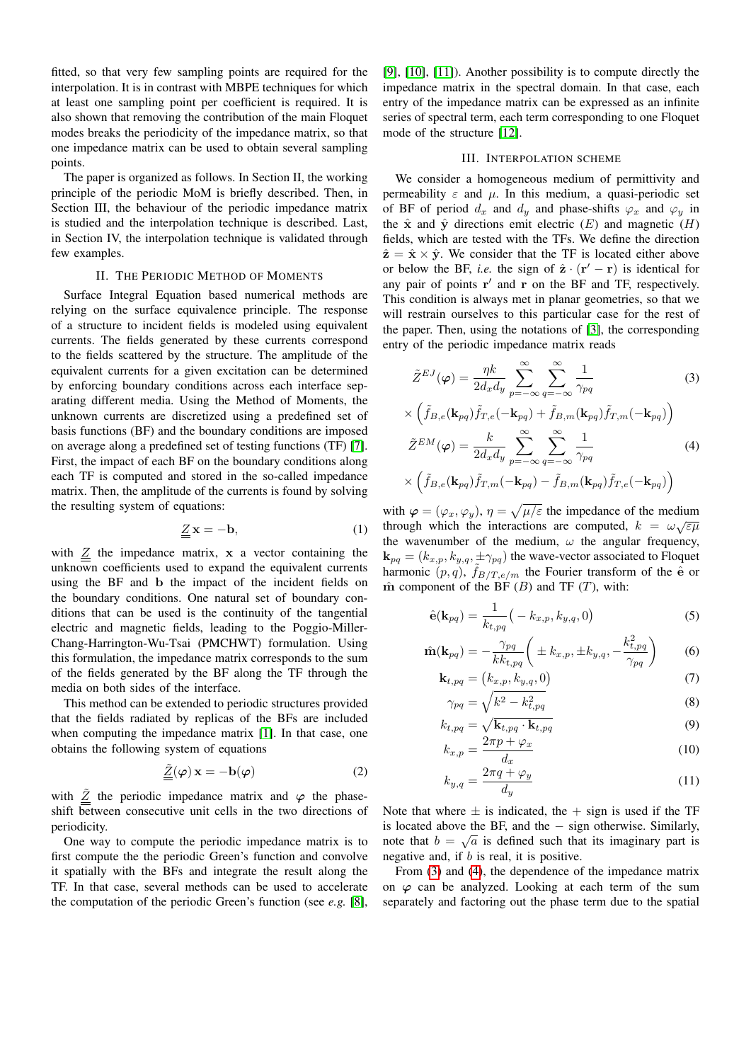fitted, so that very few sampling points are required for the interpolation. It is in contrast with MBPE techniques for which at least one sampling point per coefficient is required. It is also shown that removing the contribution of the main Floquet modes breaks the periodicity of the impedance matrix, so that one impedance matrix can be used to obtain several sampling points.

The paper is organized as follows. In Section II, the working principle of the periodic MoM is briefly described. Then, in Section III, the behaviour of the periodic impedance matrix is studied and the interpolation technique is described. Last, in Section IV, the interpolation technique is validated through few examples.

## II. The Periodic Method of Moments

Surface Integral Equation based numerical methods are relying on the surface equivalence principle. The response of a structure to incident fields is modeled using equivalent currents. The fields generated by these currents correspond to the fields scattered by the structure. The amplitude of the equivalent currents for a given excitation can be determined by enforcing boundary conditions across each interface separating different media. Using the Method of Moments, the unknown currents are discretized using a predefined set of basis functions (BF) and the boundary conditions are imposed on average along a predefined set of testing functions (TF) [7]. First, the impact of each BF on the boundary conditions along each TF is computed and stored in the so-called impedance matrix. Then, the amplitude of the currents is found by solving the resulting system of equations:

$$\underline{\underline{Z}}\,\mathbf{x} = -\mathbf{b}, \tag{1}$$

with $\underline{\underline{Z}}$ the impedance matrix, $\mathbf{x}$ a vector containing the unknown coefficients used to expand the equivalent currents using the BF and $\mathbf{b}$ the impact of the incident fields on the boundary conditions. One natural set of boundary conditions that can be used is the continuity of the tangential electric and magnetic fields, leading to the Poggio-Miller-Chang-Harrington-Wu-Tsai (PMCHWT) formulation. Using this formulation, the impedance matrix corresponds to the sum of the fields generated by the BF along the TF through the media on both sides of the interface.

This method can be extended to periodic structures provided that the fields radiated by replicas of the BFs are included when computing the impedance matrix [1]. In that case, one obtains the following system of equations

$$\underline{\underline{\tilde{Z}}}(\boldsymbol{\varphi})\,\mathbf{x} = -\mathbf{b}(\boldsymbol{\varphi}) \tag{2}$$

with $\underline{\underline{\tilde{Z}}}$ the periodic impedance matrix and $\boldsymbol{\varphi}$ the phase-shift between consecutive unit cells in the two directions of periodicity.

One way to compute the periodic impedance matrix is to first compute the the periodic Green's function and convolve it spatially with the BFs and integrate the result along the TF. In that case, several methods can be used to accelerate the computation of the periodic Green's function (see *e.g.* [8], [9], [10], [11]). Another possibility is to compute directly the impedance matrix in the spectral domain. In that case, each entry of the impedance matrix can be expressed as an infinite series of spectral term, each term corresponding to one Floquet mode of the structure [12].

## III. Interpolation Scheme

We consider a homogeneous medium of permittivity $\varepsilon$ and permeability $\mu$. In this medium, a quasi-periodic set of BF of period $d_x$ and $d_y$ and phase-shifts $\varphi_x$ and $\varphi_y$ in the $\hat{\mathbf{x}}$ and $\hat{\mathbf{y}}$ directions emit electric ($E$) and magnetic ($H$) fields, which are tested with the TFs. We define the direction $\hat{\mathbf{z}} = \hat{\mathbf{x}} \times \hat{\mathbf{y}}$. We consider that the TF is located either above or below the BF, *i.e.* the sign of $\hat{\mathbf{z}} \cdot (\mathbf{r}' - \mathbf{r})$ is identical for any pair of points $\mathbf{r}'$ and $\mathbf{r}$ on the BF and TF, respectively. This condition is always met in planar geometries, so that we will restrain ourselves to this particular case for the rest of the paper. Then, using the notations of [3], the corresponding entry of the periodic impedance matrix reads

$$\tilde{Z}^{EJ}(\boldsymbol{\varphi}) = \frac{\eta k}{2 d_x d_y} \sum_{p=-\infty}^{\infty} \sum_{q=-\infty}^{\infty} \frac{1}{\gamma_{pq}} \times \Big( \tilde{f}_{B,e}(\mathbf{k}_{pq}) \tilde{f}_{T,e}(-\mathbf{k}_{pq}) + \tilde{f}_{B,m}(\mathbf{k}_{pq}) \tilde{f}_{T,m}(-\mathbf{k}_{pq}) \Big) \tag{3}$$

$$\tilde{Z}^{EM}(\boldsymbol{\varphi}) = \frac{k}{2 d_x d_y} \sum_{p=-\infty}^{\infty} \sum_{q=-\infty}^{\infty} \frac{1}{\gamma_{pq}} \times \Big( \tilde{f}_{B,e}(\mathbf{k}_{pq}) \tilde{f}_{T,m}(-\mathbf{k}_{pq}) - \tilde{f}_{B,m}(\mathbf{k}_{pq}) \tilde{f}_{T,e}(-\mathbf{k}_{pq}) \Big) \tag{4}$$

with $\boldsymbol{\varphi} = (\varphi_x, \varphi_y)$, $\eta = \sqrt{\mu/\varepsilon}$ the impedance of the medium through which the interactions are computed, $k = \omega\sqrt{\varepsilon\mu}$ the wavenumber of the medium, $\omega$ the angular frequency, $\mathbf{k}_{pq} = (k_{x,p}, k_{y,q}, \pm\gamma_{pq})$ the wave-vector associated to Floquet harmonic $(p, q)$, $\tilde{f}_{B/T,e/m}$ the Fourier transform of the $\hat{\mathbf{e}}$ or $\hat{\mathbf{m}}$ component of the BF ($B$) and TF ($T$), with:

$$\hat{\mathbf{e}}(\mathbf{k}_{pq}) = \frac{1}{k_{t,pq}} \big( -k_{x,p}, k_{y,q}, 0 \big) \tag{5}$$

$$\hat{\mathbf{m}}(\mathbf{k}_{pq}) = -\frac{\gamma_{pq}}{k k_{t,pq}} \left( \pm k_{x,p}, \pm k_{y,q}, -\frac{k_{t,pq}^2}{\gamma_{pq}} \right) \tag{6}$$

$$\mathbf{k}_{t,pq} = \big( k_{x,p}, k_{y,q}, 0 \big) \tag{7}$$

$$\gamma_{pq} = \sqrt{k^2 - k_{t,pq}^2} \tag{8}$$

$$k_{t,pq} = \sqrt{\mathbf{k}_{t,pq} \cdot \mathbf{k}_{t,pq}} \tag{9}$$

$$k_{x,p} = \frac{2\pi p + \varphi_x}{d_x} \tag{10}$$

$$k_{y,q} = \frac{2\pi q + \varphi_y}{d_y} \tag{11}$$

Note that where $\pm$ is indicated, the $+$ sign is used if the TF is located above the BF, and the $-$ sign otherwise. Similarly, note that $b = \sqrt{a}$ is defined such that its imaginary part is negative and, if $b$ is real, it is positive.

From (3) and (4), the dependence of the impedance matrix on $\boldsymbol{\varphi}$ can be analyzed. Looking at each term of the sum separately and factoring out the phase term due to the spatial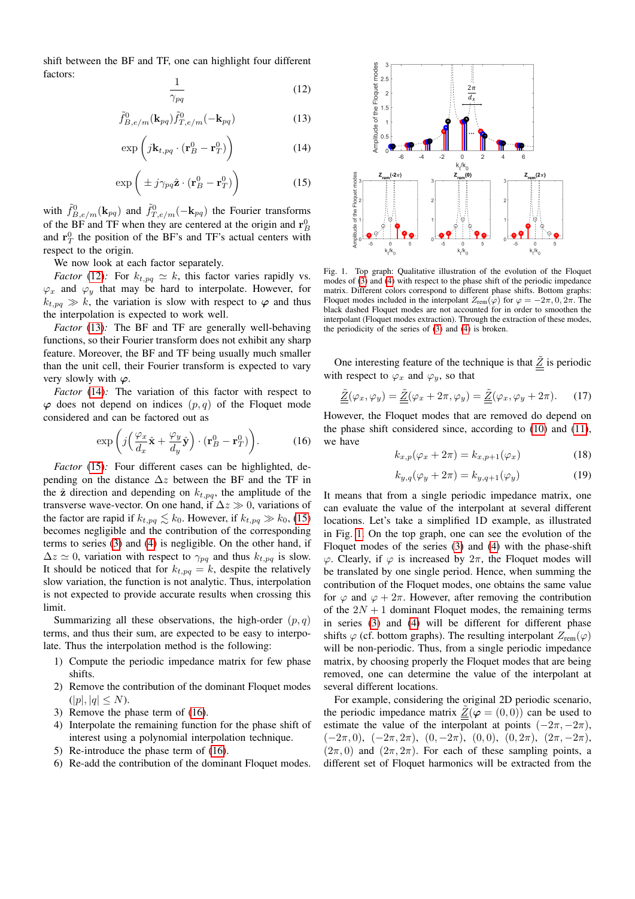shift between the BF and TF, one can highlight four different factors:

$$\frac{1}{\gamma_{pq}} \tag{12}$$

$$\tilde{f}^0_{B,e/m}(\mathbf{k}_{pq})\tilde{f}^0_{T,e/m}(-\mathbf{k}_{pq}) \tag{13}$$

$$\exp\left(j\mathbf{k}_{t,pq}\cdot(\mathbf{r}^0_B-\mathbf{r}^0_T)\right) \tag{14}$$

$$\exp\left(\pm j\gamma_{pq}\hat{\mathbf{z}}\cdot(\mathbf{r}^0_B-\mathbf{r}^0_T)\right) \tag{15}$$

with $\tilde{f}^0_{B,e/m}(\mathbf{k}_{pq})$ and $\tilde{f}^0_{T,e/m}(-\mathbf{k}_{pq})$ the Fourier transforms of the BF and TF when they are centered at the origin and $\mathbf{r}^0_B$ and $\mathbf{r}^0_T$ the position of the BF's and TF's actual centers with respect to the origin.

We now look at each factor separately.

*Factor* (12)*:* For $k_{t,pq} \simeq k$, this factor varies rapidly vs. $\varphi_x$ and $\varphi_y$ that may be hard to interpolate. However, for $k_{t,pq} \gg k$, the variation is slow with respect to $\boldsymbol{\varphi}$ and thus the interpolation is expected to work well.

*Factor* (13)*:* The BF and TF are generally well-behaving functions, so their Fourier transforms does not exhibit any sharp feature. Moreover, the BF and TF being usually much smaller than the unit cell, their Fourier transform is expected to vary very slowly with $\boldsymbol{\varphi}$.

*Factor* (14)*:* The variation of this factor with respect to $\boldsymbol{\varphi}$ does not depend on indices $(p,q)$ of the Floquet mode considered and can be factored out as

$$\exp\left(j\left(\frac{\varphi_x}{d_x}\hat{\mathbf{x}}+\frac{\varphi_y}{d_y}\hat{\mathbf{y}}\right)\cdot(\mathbf{r}^0_B-\mathbf{r}^0_T)\right). \tag{16}$$

*Factor* (15)*:* Four different cases can be highlighted, depending on the distance $\Delta z$ between the BF and the TF in the $\hat{\mathbf{z}}$ direction and depending on $k_{t,pq}$, the amplitude of the transverse wave-vector. On one hand, if $\Delta z \gg 0$, variations of the factor are rapid if $k_{t,pq} \lesssim k_0$. However, if $k_{t,pq} \gg k_0$, (15) becomes negligible and the contribution of the corresponding terms to series (3) and (4) is negligible. On the other hand, if $\Delta z \simeq 0$, variation with respect to $\gamma_{pq}$ and thus $k_{t,pq}$ is slow. It should be noticed that for $k_{t,pq} = k$, despite the relatively slow variation, the function is not analytic. Thus, interpolation is not expected to provide accurate results when crossing this limit.

Summarizing all these observations, the high-order $(p,q)$ terms, and thus their sum, are expected to be easy to interpolate. Thus the interpolation method is the following:

1) Compute the periodic impedance matrix for few phase shifts.
2) Remove the contribution of the dominant Floquet modes ($|p|,|q| \leq N$).
3) Remove the phase term of (16).
4) Interpolate the remaining function for the phase shift of interest using a polynomial interpolation technique.
5) Re-introduce the phase term of (16).
6) Re-add the contribution of the dominant Floquet modes.

Fig. 1. Top graph: Qualitative illustration of the evolution of the Floquet modes of (3) and (4) with respect to the phase shift of the periodic impedance matrix. Different colors correspond to different phase shifts. Bottom graphs: Floquet modes included in the interpolant $Z_{\text{rem}}(\varphi)$ for $\varphi = -2\pi, 0, 2\pi$. The black dashed Floquet modes are not accounted for in order to smoothen the interpolant (Floquet modes extraction). Through the extraction of these modes, the periodicity of the series of (3) and (4) is broken.

One interesting feature of the technique is that $\underline{\underline{Z}}$ is periodic with respect to $\varphi_x$ and $\varphi_y$, so that

$$\underline{\underline{Z}}(\varphi_x,\varphi_y)=\underline{\underline{Z}}(\varphi_x+2\pi,\varphi_y)=\underline{\underline{Z}}(\varphi_x,\varphi_y+2\pi). \tag{17}$$

However, the Floquet modes that are removed do depend on the phase shift considered since, according to (10) and (11), we have

$$k_{x,p}(\varphi_x+2\pi)=k_{x,p+1}(\varphi_x) \tag{18}$$

$$k_{y,q}(\varphi_y+2\pi)=k_{y,q+1}(\varphi_y) \tag{19}$$

It means that from a single periodic impedance matrix, one can evaluate the value of the interpolant at several different locations. Let's take a simplified 1D example, as illustrated in Fig. 1. On the top graph, one can see the evolution of the Floquet modes of the series (3) and (4) with the phase-shift $\varphi$. Clearly, if $\varphi$ is increased by $2\pi$, the Floquet modes will be translated by one single period. Hence, when summing the contribution of the Floquet modes, one obtains the same value for $\varphi$ and $\varphi+2\pi$. However, after removing the contribution of the $2N+1$ dominant Floquet modes, the remaining terms in series (3) and (4) will be different for different phase shifts $\varphi$ (cf. bottom graphs). The resulting interpolant $Z_{\text{rem}}(\varphi)$ will be non-periodic. Thus, from a single periodic impedance matrix, by choosing properly the Floquet modes that are being removed, one can determine the value of the interpolant at several different locations.

For example, considering the original 2D periodic scenario, the periodic impedance matrix $\underline{\underline{Z}}(\boldsymbol{\varphi}=(0,0))$ can be used to estimate the value of the interpolant at points $(-2\pi,-2\pi)$, $(-2\pi,0)$, $(-2\pi,2\pi)$, $(0,-2\pi)$, $(0,0)$, $(0,2\pi)$, $(2\pi,-2\pi)$, $(2\pi,0)$ and $(2\pi,2\pi)$. For each of these sampling points, a different set of Floquet harmonics will be extracted from the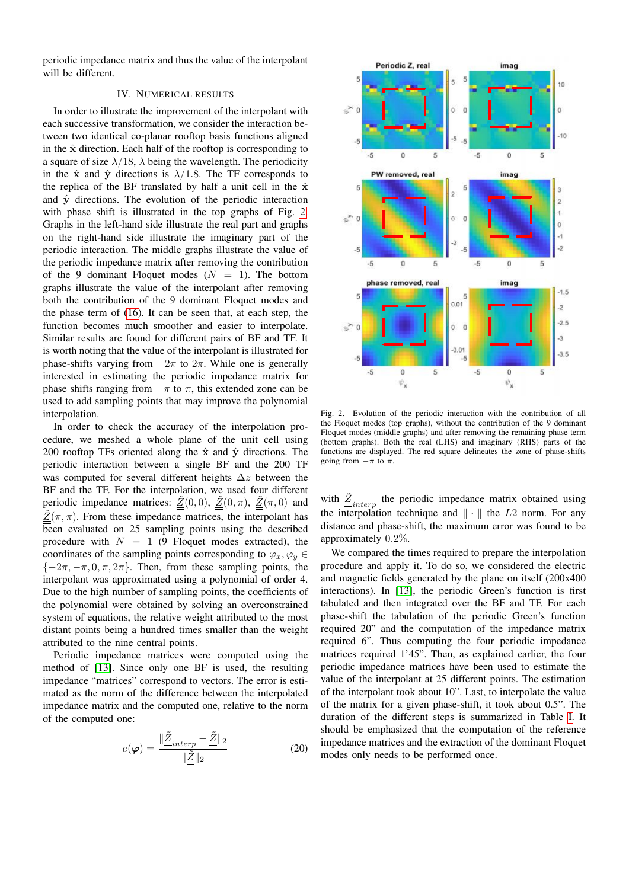periodic impedance matrix and thus the value of the interpolant will be different.

## IV. Numerical Results

In order to illustrate the improvement of the interpolant with each successive transformation, we consider the interaction between two identical co-planar rooftop basis functions aligned in the $\hat{\mathbf{x}}$ direction. Each half of the rooftop is corresponding to a square of size $\lambda/18$, $\lambda$ being the wavelength. The periodicity in the $\hat{\mathbf{x}}$ and $\hat{\mathbf{y}}$ directions is $\lambda/1.8$. The TF corresponds to the replica of the BF translated by half a unit cell in the $\hat{\mathbf{x}}$ and $\hat{\mathbf{y}}$ directions. The evolution of the periodic interaction with phase shift is illustrated in the top graphs of Fig. 2. Graphs in the left-hand side illustrate the real part and graphs on the right-hand side illustrate the imaginary part of the periodic interaction. The middle graphs illustrate the value of the periodic impedance matrix after removing the contribution of the 9 dominant Floquet modes ($N = 1$). The bottom graphs illustrate the value of the interpolant after removing both the contribution of the 9 dominant Floquet modes and the phase term of (16). It can be seen that, at each step, the function becomes much smoother and easier to interpolate. Similar results are found for different pairs of BF and TF. It is worth noting that the value of the interpolant is illustrated for phase-shifts varying from $-2\pi$ to $2\pi$. While one is generally interested in estimating the periodic impedance matrix for phase shifts ranging from $-\pi$ to $\pi$, this extended zone can be used to add sampling points that may improve the polynomial interpolation.

In order to check the accuracy of the interpolation procedure, we meshed a whole plane of the unit cell using 200 rooftop TFs oriented along the $\hat{\mathbf{x}}$ and $\hat{\mathbf{y}}$ directions. The periodic interaction between a single BF and the 200 TF was computed for several different heights $\Delta z$ between the BF and the TF. For the interpolation, we used four different periodic impedance matrices: $\underline{\tilde{Z}}(0,0)$, $\underline{\tilde{Z}}(0,\pi)$, $\underline{\tilde{Z}}(\pi,0)$ and $\underline{\tilde{Z}}(\pi,\pi)$. From these impedance matrices, the interpolant has been evaluated on 25 sampling points using the described procedure with $N = 1$ (9 Floquet modes extracted), the coordinates of the sampling points corresponding to $\varphi_x, \varphi_y \in \{-2\pi, -\pi, 0, \pi, 2\pi\}$. Then, from these sampling points, the interpolant was approximated using a polynomial of order 4. Due to the high number of sampling points, the coefficients of the polynomial were obtained by solving an overconstrained system of equations, the relative weight attributed to the most distant points being a hundred times smaller than the weight attributed to the nine central points.

Periodic impedance matrices were computed using the method of [13]. Since only one BF is used, the resulting impedance "matrices" correspond to vectors. The error is estimated as the norm of the difference between the interpolated impedance matrix and the computed one, relative to the norm of the computed one:

$$e(\boldsymbol{\varphi}) = \frac{\|\underline{\tilde{Z}}_{interp} - \underline{\tilde{Z}}\|_2}{\|\underline{\tilde{Z}}\|_2} \tag{20}$$

Fig. 2. Evolution of the periodic interaction with the contribution of all the Floquet modes (top graphs), without the contribution of the 9 dominant Floquet modes (middle graphs) and after removing the remaining phase term (bottom graphs). Both the real (LHS) and imaginary (RHS) parts of the functions are displayed. The red square delineates the zone of phase-shifts going from $-\pi$ to $\pi$.

with $\underline{\tilde{Z}}_{interp}$ the periodic impedance matrix obtained using the interpolation technique and $\|\cdot\|$ the $L2$ norm. For any distance and phase-shift, the maximum error was found to be approximately 0.2%.

We compared the times required to prepare the interpolation procedure and apply it. To do so, we considered the electric and magnetic fields generated by the plane on itself (200x400 interactions). In [13], the periodic Green's function is first tabulated and then integrated over the BF and TF. For each phase-shift the tabulation of the periodic Green's function required 20" and the computation of the impedance matrix required 6". Thus computing the four periodic impedance matrices required 1'45". Then, as explained earlier, the four periodic impedance matrices have been used to estimate the value of the interpolant at 25 different points. The estimation of the interpolant took about 10". Last, to interpolate the value of the matrix for a given phase-shift, it took about 0.5". The duration of the different steps is summarized in Table I. It should be emphasized that the computation of the reference impedance matrices and the extraction of the dominant Floquet modes only needs to be performed once.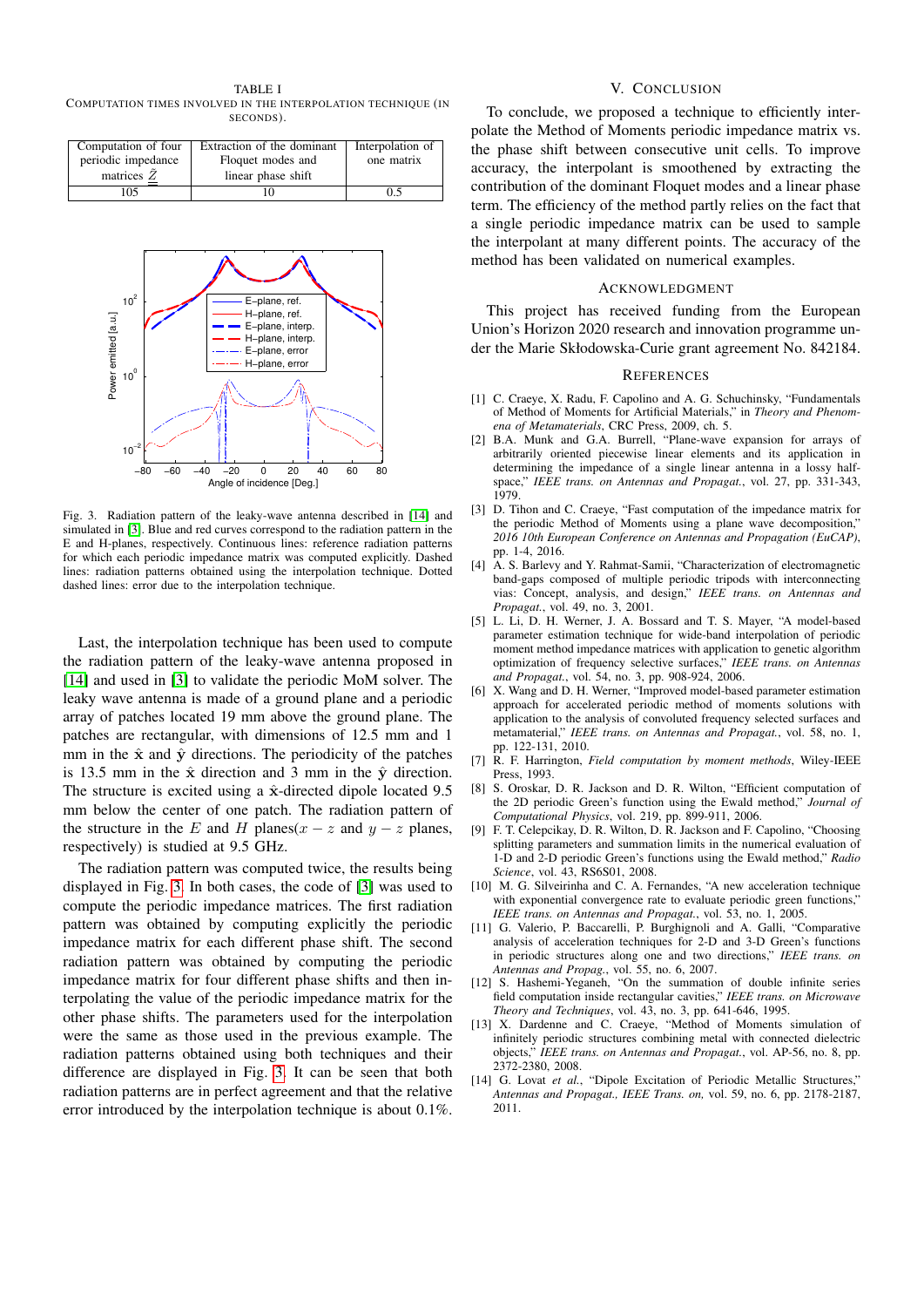TABLE I
COMPUTATION TIMES INVOLVED IN THE INTERPOLATION TECHNIQUE (IN SECONDS).

| Computation of four periodic impedance matrices $\tilde{\underline{Z}}$ | Extraction of the dominant Floquet modes and linear phase shift | Interpolation of one matrix |
|---|---|---|
| 105 | 10 | 0.5 |

Power emitted [a.u.]
$10^2$
$10^0$
$10^{-2}$
−80 −60 −40 −20 0 20 40 60 80
Angle of incidence [Deg.]
E–plane, ref.
H–plane, ref.
E–plane, interp.
H–plane, interp.
E–plane, error
H–plane, error

Fig. 3. Radiation pattern of the leaky-wave antenna described in [14] and simulated in [3]. Blue and red curves correspond to the radiation pattern in the E and H-planes, respectively. Continuous lines: reference radiation patterns for which each periodic impedance matrix was computed explicitly. Dashed lines: radiation patterns obtained using the interpolation technique. Dotted dashed lines: error due to the interpolation technique.

Last, the interpolation technique has been used to compute the radiation pattern of the leaky-wave antenna proposed in [14] and used in [3] to validate the periodic MoM solver. The leaky wave antenna is made of a ground plane and a periodic array of patches located 19 mm above the ground plane. The patches are rectangular, with dimensions of 12.5 mm and 1 mm in the $\hat{\mathbf{x}}$ and $\hat{\mathbf{y}}$ directions. The periodicity of the patches is 13.5 mm in the $\hat{\mathbf{x}}$ direction and 3 mm in the $\hat{\mathbf{y}}$ direction. The structure is excited using a $\hat{\mathbf{x}}$-directed dipole located 9.5 mm below the center of one patch. The radiation pattern of the structure in the $E$ and $H$ planes($x - z$ and $y - z$ planes, respectively) is studied at 9.5 GHz.

The radiation pattern was computed twice, the results being displayed in Fig. 3. In both cases, the code of [3] was used to compute the periodic impedance matrices. The first radiation pattern was obtained by computing explicitly the periodic impedance matrix for each different phase shift. The second radiation pattern was obtained by computing the periodic impedance matrix for four different phase shifts and then interpolating the value of the periodic impedance matrix for the other phase shifts. The parameters used for the interpolation were the same as those used in the previous example. The radiation patterns obtained using both techniques and their difference are displayed in Fig. 3. It can be seen that both radiation patterns are in perfect agreement and that the relative error introduced by the interpolation technique is about 0.1%.

## V. Conclusion

To conclude, we proposed a technique to efficiently interpolate the Method of Moments periodic impedance matrix vs. the phase shift between consecutive unit cells. To improve accuracy, the interpolant is smoothened by extracting the contribution of the dominant Floquet modes and a linear phase term. The efficiency of the method partly relies on the fact that a single periodic impedance matrix can be used to sample the interpolant at many different points. The accuracy of the method has been validated on numerical examples.

## Acknowledgment

This project has received funding from the European Union's Horizon 2020 research and innovation programme under the Marie Skłodowska-Curie grant agreement No. 842184.

## References

[1] C. Craeye, X. Radu, F. Capolino and A. G. Schuchinsky, "Fundamentals of Method of Moments for Artificial Materials," in *Theory and Phenomena of Metamaterials*, CRC Press, 2009, ch. 5.

[2] B.A. Munk and G.A. Burrell, "Plane-wave expansion for arrays of arbitrarily oriented piecewise linear elements and its application in determining the impedance of a single linear antenna in a lossy half-space," *IEEE trans. on Antennas and Propagat.*, vol. 27, pp. 331-343, 1979.

[3] D. Tihon and C. Craeye, "Fast computation of the impedance matrix for the periodic Method of Moments using a plane wave decomposition," *2016 10th European Conference on Antennas and Propagation (EuCAP)*, pp. 1-4, 2016.

[4] A. S. Barlevy and Y. Rahmat-Samii, "Characterization of electromagnetic band-gaps composed of multiple periodic tripods with interconnecting vias: Concept, analysis, and design," *IEEE trans. on Antennas and Propagat.*, vol. 49, no. 3, 2001.

[5] L. Li, D. H. Werner, J. A. Bossard and T. S. Mayer, "A model-based parameter estimation technique for wide-band interpolation of periodic moment method impedance matrices with application to genetic algorithm optimization of frequency selective surfaces," *IEEE trans. on Antennas and Propagat.*, vol. 54, no. 3, pp. 908-924, 2006.

[6] X. Wang and D. H. Werner, "Improved model-based parameter estimation approach for accelerated periodic method of moments solutions with application to the analysis of convoluted frequency selected surfaces and metamaterial," *IEEE trans. on Antennas and Propagat.*, vol. 58, no. 1, pp. 122-131, 2010.

[7] R. F. Harrington, *Field computation by moment methods*, Wiley-IEEE Press, 1993.

[8] S. Oroskar, D. R. Jackson and D. R. Wilton, "Efficient computation of the 2D periodic Green's function using the Ewald method," *Journal of Computational Physics*, vol. 219, pp. 899-911, 2006.

[9] F. T. Celepcikay, D. R. Wilton, D. R. Jackson and F. Capolino, "Choosing splitting parameters and summation limits in the numerical evaluation of 1-D and 2-D periodic Green's functions using the Ewald method," *Radio Science*, vol. 43, RS6S01, 2008.

[10] M. G. Silveirinha and C. A. Fernandes, "A new acceleration technique with exponential convergence rate to evaluate periodic green functions," *IEEE trans. on Antennas and Propagat.*, vol. 53, no. 1, 2005.

[11] G. Valerio, P. Baccarelli, P. Burghignoli and A. Galli, "Comparative analysis of acceleration techniques for 2-D and 3-D Green's functions in periodic structures along one and two directions," *IEEE trans. on Antennas and Propag.*, vol. 55, no. 6, 2007.

[12] S. Hashemi-Yeganeh, "On the summation of double infinite series field computation inside rectangular cavities," *IEEE trans. on Microwave Theory and Techniques*, vol. 43, no. 3, pp. 641-646, 1995.

[13] X. Dardenne and C. Craeye, "Method of Moments simulation of infinitely periodic structures combining metal with connected dielectric objects," *IEEE trans. on Antennas and Propagat.*, vol. AP-56, no. 8, pp. 2372-2380, 2008.

[14] G. Lovat *et al.*, "Dipole Excitation of Periodic Metallic Structures," *Antennas and Propagat., IEEE Trans. on,* vol. 59, no. 6, pp. 2178-2187, 2011.